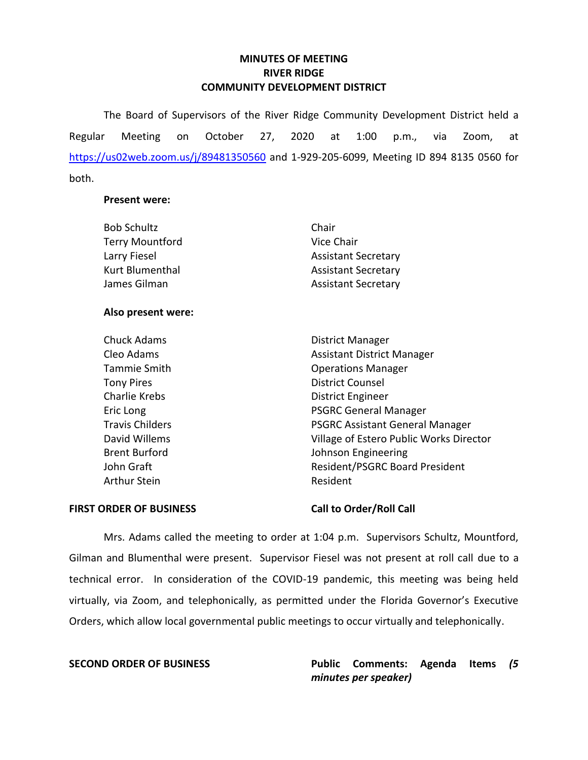# MINUTES OF MEETING
# RIVER RIDGE
# COMMUNITY DEVELOPMENT DISTRICT

The Board of Supervisors of the River Ridge Community Development District held a Regular Meeting on October 27, 2020 at 1:00 p.m., via Zoom, at https://us02web.zoom.us/j/89481350560 and 1-929-205-6099, Meeting ID 894 8135 0560 for both.

**Present were:**

| | |
|---|---|
| Bob Schultz | Chair |
| Terry Mountford | Vice Chair |
| Larry Fiesel | Assistant Secretary |
| Kurt Blumenthal | Assistant Secretary |
| James Gilman | Assistant Secretary |

**Also present were:**

| | |
|---|---|
| Chuck Adams | District Manager |
| Cleo Adams | Assistant District Manager |
| Tammie Smith | Operations Manager |
| Tony Pires | District Counsel |
| Charlie Krebs | District Engineer |
| Eric Long | PSGRC General Manager |
| Travis Childers | PSGRC Assistant General Manager |
| David Willems | Village of Estero Public Works Director |
| Brent Burford | Johnson Engineering |
| John Graft | Resident/PSGRC Board President |
| Arthur Stein | Resident |

**FIRST ORDER OF BUSINESS** **Call to Order/Roll Call**

Mrs. Adams called the meeting to order at 1:04 p.m. Supervisors Schultz, Mountford, Gilman and Blumenthal were present. Supervisor Fiesel was not present at roll call due to a technical error. In consideration of the COVID-19 pandemic, this meeting was being held virtually, via Zoom, and telephonically, as permitted under the Florida Governor's Executive Orders, which allow local governmental public meetings to occur virtually and telephonically.

**SECOND ORDER OF BUSINESS** **Public Comments: Agenda Items *(5 minutes per speaker)***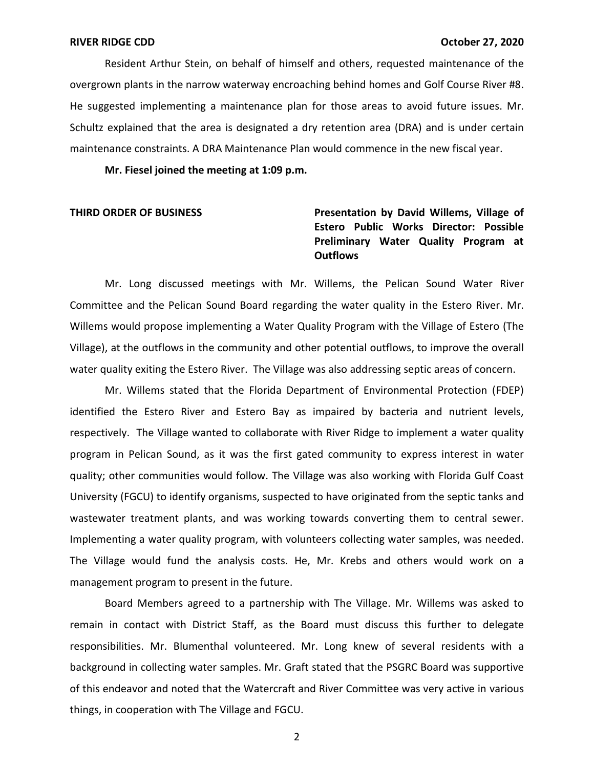Resident Arthur Stein, on behalf of himself and others, requested maintenance of the overgrown plants in the narrow waterway encroaching behind homes and Golf Course River #8. He suggested implementing a maintenance plan for those areas to avoid future issues. Mr. Schultz explained that the area is designated a dry retention area (DRA) and is under certain maintenance constraints. A DRA Maintenance Plan would commence in the new fiscal year.

**Mr. Fiesel joined the meeting at 1:09 p.m.**

**THIRD ORDER OF BUSINESS** **Presentation by David Willems, Village of Estero Public Works Director: Possible Preliminary Water Quality Program at Outflows**

Mr. Long discussed meetings with Mr. Willems, the Pelican Sound Water River Committee and the Pelican Sound Board regarding the water quality in the Estero River. Mr. Willems would propose implementing a Water Quality Program with the Village of Estero (The Village), at the outflows in the community and other potential outflows, to improve the overall water quality exiting the Estero River. The Village was also addressing septic areas of concern.

Mr. Willems stated that the Florida Department of Environmental Protection (FDEP) identified the Estero River and Estero Bay as impaired by bacteria and nutrient levels, respectively. The Village wanted to collaborate with River Ridge to implement a water quality program in Pelican Sound, as it was the first gated community to express interest in water quality; other communities would follow. The Village was also working with Florida Gulf Coast University (FGCU) to identify organisms, suspected to have originated from the septic tanks and wastewater treatment plants, and was working towards converting them to central sewer. Implementing a water quality program, with volunteers collecting water samples, was needed. The Village would fund the analysis costs. He, Mr. Krebs and others would work on a management program to present in the future.

Board Members agreed to a partnership with The Village. Mr. Willems was asked to remain in contact with District Staff, as the Board must discuss this further to delegate responsibilities. Mr. Blumenthal volunteered. Mr. Long knew of several residents with a background in collecting water samples. Mr. Graft stated that the PSGRC Board was supportive of this endeavor and noted that the Watercraft and River Committee was very active in various things, in cooperation with The Village and FGCU.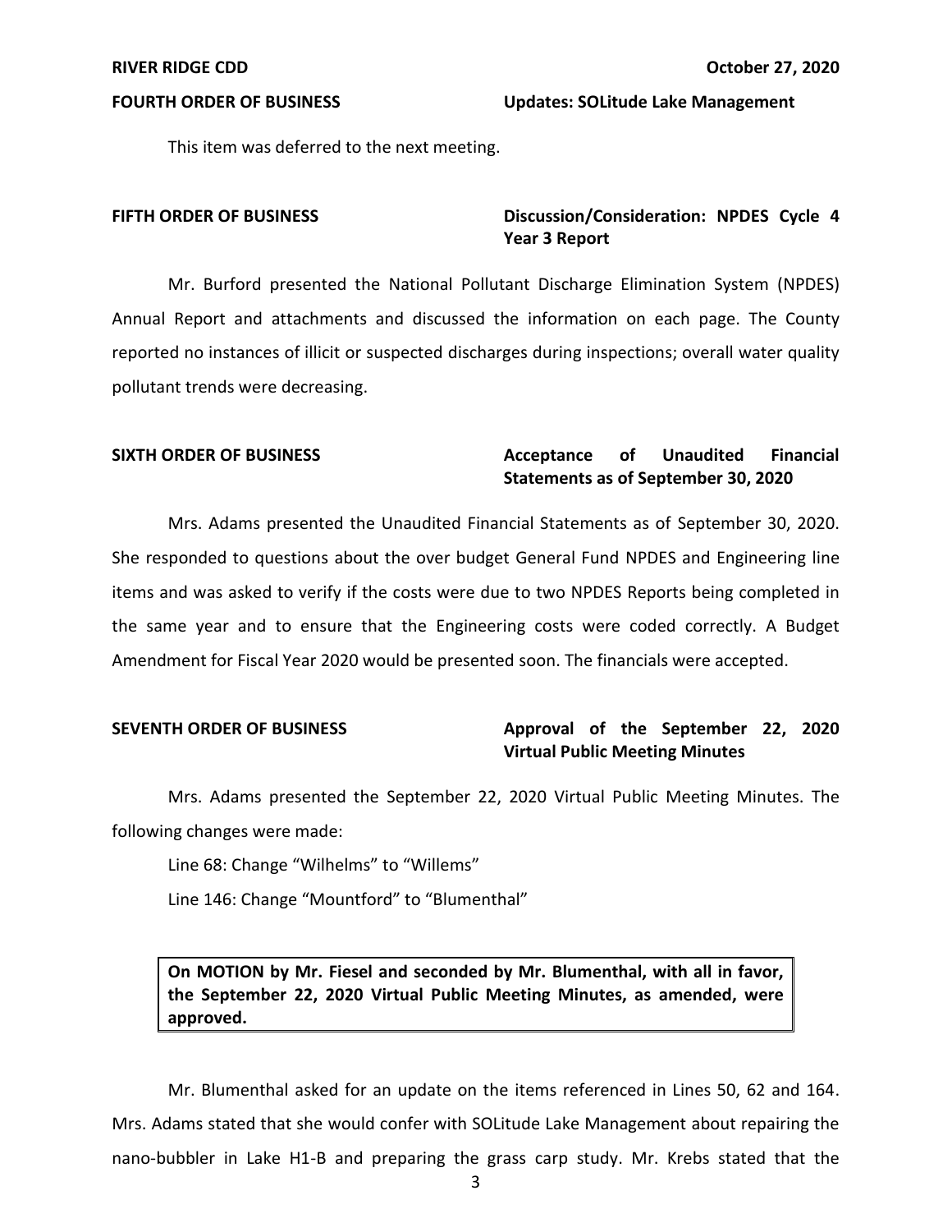**FOURTH ORDER OF BUSINESS** **Updates: SOLitude Lake Management**

This item was deferred to the next meeting.

**FIFTH ORDER OF BUSINESS** **Discussion/Consideration: NPDES Cycle 4 Year 3 Report**

Mr. Burford presented the National Pollutant Discharge Elimination System (NPDES) Annual Report and attachments and discussed the information on each page. The County reported no instances of illicit or suspected discharges during inspections; overall water quality pollutant trends were decreasing.

**SIXTH ORDER OF BUSINESS** **Acceptance of Unaudited Financial Statements as of September 30, 2020**

Mrs. Adams presented the Unaudited Financial Statements as of September 30, 2020. She responded to questions about the over budget General Fund NPDES and Engineering line items and was asked to verify if the costs were due to two NPDES Reports being completed in the same year and to ensure that the Engineering costs were coded correctly. A Budget Amendment for Fiscal Year 2020 would be presented soon. The financials were accepted.

**SEVENTH ORDER OF BUSINESS** **Approval of the September 22, 2020 Virtual Public Meeting Minutes**

Mrs. Adams presented the September 22, 2020 Virtual Public Meeting Minutes. The following changes were made:

Line 68: Change "Wilhelms" to "Willems"

Line 146: Change "Mountford" to "Blumenthal"

**On MOTION by Mr. Fiesel and seconded by Mr. Blumenthal, with all in favor, the September 22, 2020 Virtual Public Meeting Minutes, as amended, were approved.**

Mr. Blumenthal asked for an update on the items referenced in Lines 50, 62 and 164. Mrs. Adams stated that she would confer with SOLitude Lake Management about repairing the nano-bubbler in Lake H1-B and preparing the grass carp study. Mr. Krebs stated that the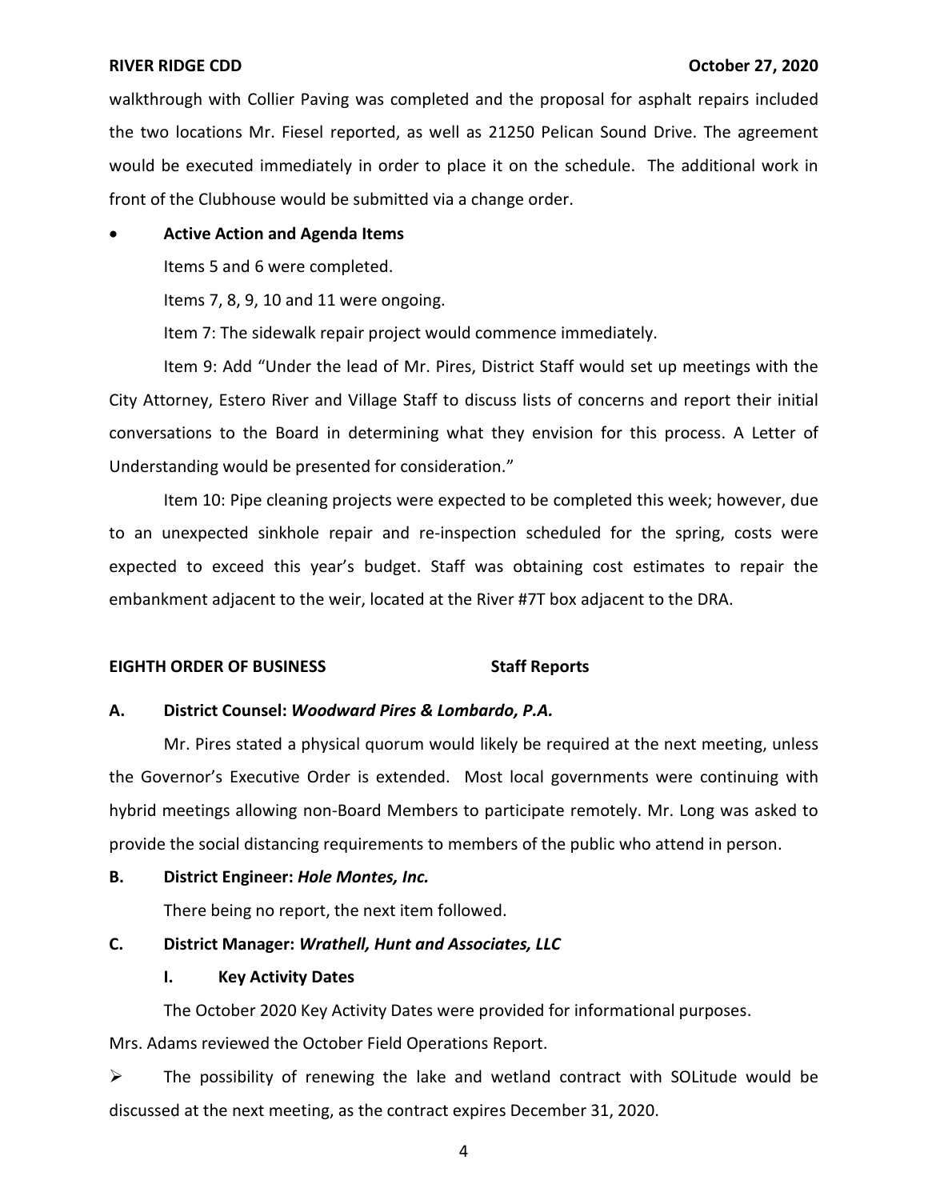walkthrough with Collier Paving was completed and the proposal for asphalt repairs included the two locations Mr. Fiesel reported, as well as 21250 Pelican Sound Drive. The agreement would be executed immediately in order to place it on the schedule. The additional work in front of the Clubhouse would be submitted via a change order.

- **Active Action and Agenda Items**

  Items 5 and 6 were completed.

  Items 7, 8, 9, 10 and 11 were ongoing.

  Item 7: The sidewalk repair project would commence immediately.

  Item 9: Add "Under the lead of Mr. Pires, District Staff would set up meetings with the City Attorney, Estero River and Village Staff to discuss lists of concerns and report their initial conversations to the Board in determining what they envision for this process. A Letter of Understanding would be presented for consideration."

  Item 10: Pipe cleaning projects were expected to be completed this week; however, due to an unexpected sinkhole repair and re-inspection scheduled for the spring, costs were expected to exceed this year's budget. Staff was obtaining cost estimates to repair the embankment adjacent to the weir, located at the River #7T box adjacent to the DRA.

**EIGHTH ORDER OF BUSINESS Staff Reports**

**A. District Counsel: *Woodward Pires & Lombardo, P.A.***

Mr. Pires stated a physical quorum would likely be required at the next meeting, unless the Governor's Executive Order is extended. Most local governments were continuing with hybrid meetings allowing non-Board Members to participate remotely. Mr. Long was asked to provide the social distancing requirements to members of the public who attend in person.

**B. District Engineer: *Hole Montes, Inc.***

There being no report, the next item followed.

**C. District Manager: *Wrathell, Hunt and Associates, LLC***

**I. Key Activity Dates**

The October 2020 Key Activity Dates were provided for informational purposes.

Mrs. Adams reviewed the October Field Operations Report.

➢ The possibility of renewing the lake and wetland contract with SOLitude would be discussed at the next meeting, as the contract expires December 31, 2020.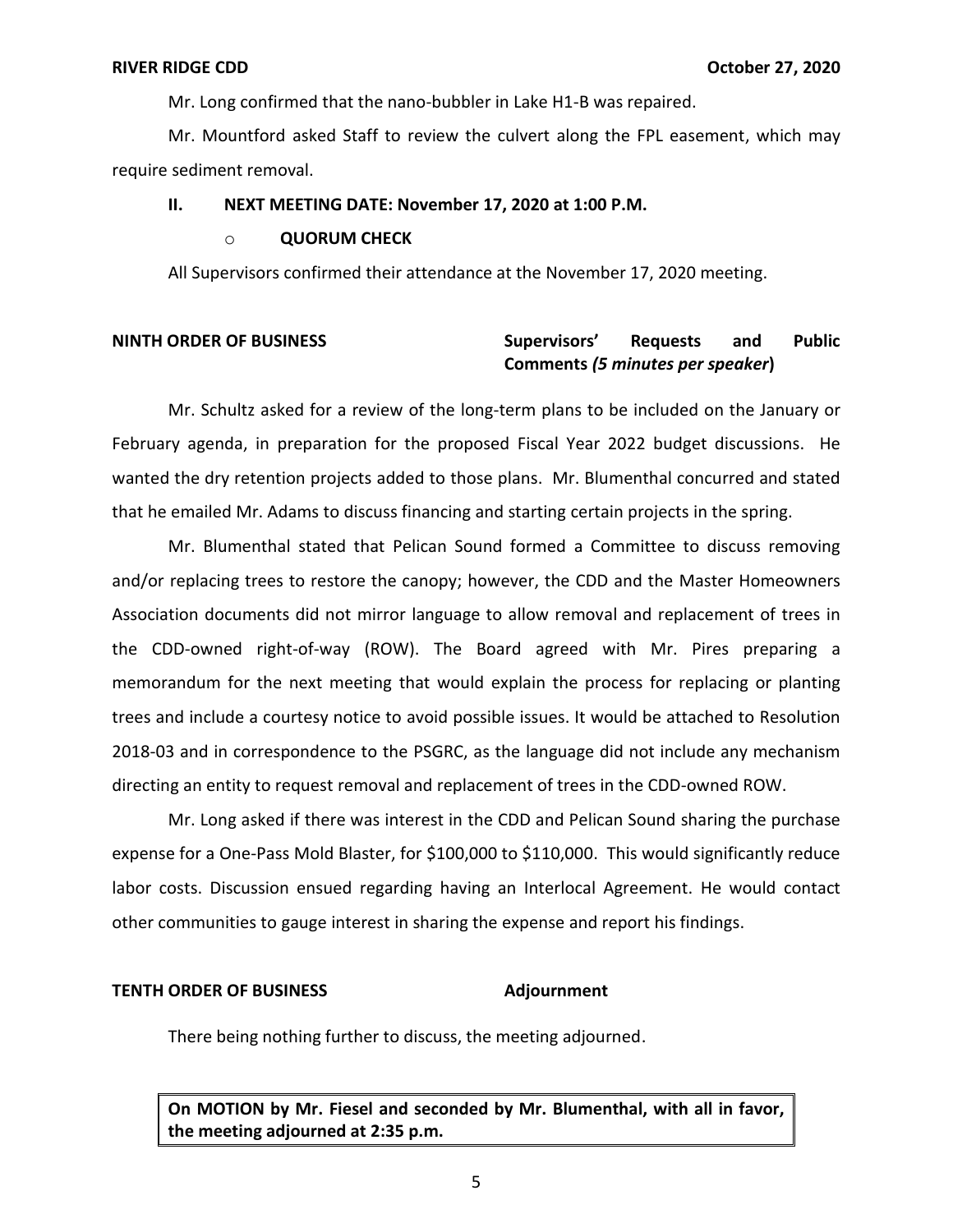Mr. Long confirmed that the nano-bubbler in Lake H1-B was repaired.

Mr. Mountford asked Staff to review the culvert along the FPL easement, which may require sediment removal.

**II. NEXT MEETING DATE: November 17, 2020 at 1:00 P.M.**

- **QUORUM CHECK**

All Supervisors confirmed their attendance at the November 17, 2020 meeting.

**NINTH ORDER OF BUSINESS** **Supervisors' Requests and Public Comments *(5 minutes per speaker*)**

Mr. Schultz asked for a review of the long-term plans to be included on the January or February agenda, in preparation for the proposed Fiscal Year 2022 budget discussions. He wanted the dry retention projects added to those plans. Mr. Blumenthal concurred and stated that he emailed Mr. Adams to discuss financing and starting certain projects in the spring.

Mr. Blumenthal stated that Pelican Sound formed a Committee to discuss removing and/or replacing trees to restore the canopy; however, the CDD and the Master Homeowners Association documents did not mirror language to allow removal and replacement of trees in the CDD-owned right-of-way (ROW). The Board agreed with Mr. Pires preparing a memorandum for the next meeting that would explain the process for replacing or planting trees and include a courtesy notice to avoid possible issues. It would be attached to Resolution 2018-03 and in correspondence to the PSGRC, as the language did not include any mechanism directing an entity to request removal and replacement of trees in the CDD-owned ROW.

Mr. Long asked if there was interest in the CDD and Pelican Sound sharing the purchase expense for a One-Pass Mold Blaster, for $100,000 to $110,000. This would significantly reduce labor costs. Discussion ensued regarding having an Interlocal Agreement. He would contact other communities to gauge interest in sharing the expense and report his findings.

**TENTH ORDER OF BUSINESS** **Adjournment**

There being nothing further to discuss, the meeting adjourned.

**On MOTION by Mr. Fiesel and seconded by Mr. Blumenthal, with all in favor, the meeting adjourned at 2:35 p.m.**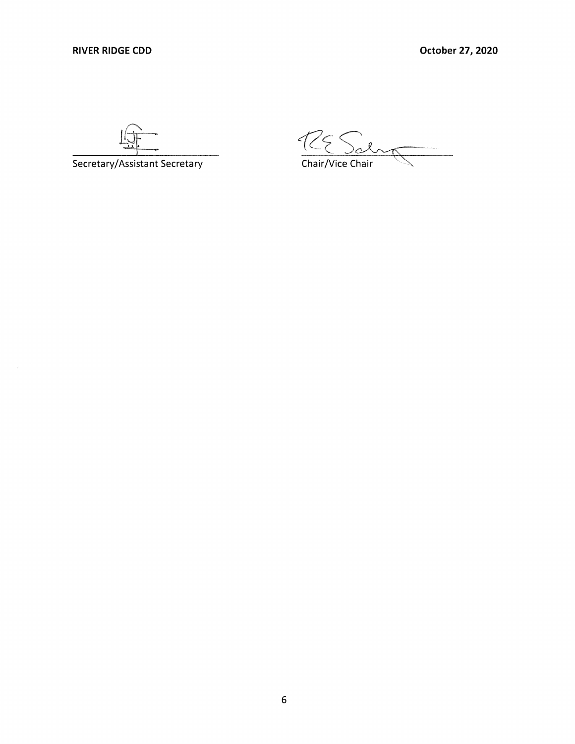Secretary/Assistant Secretary

Chair/Vice Chair